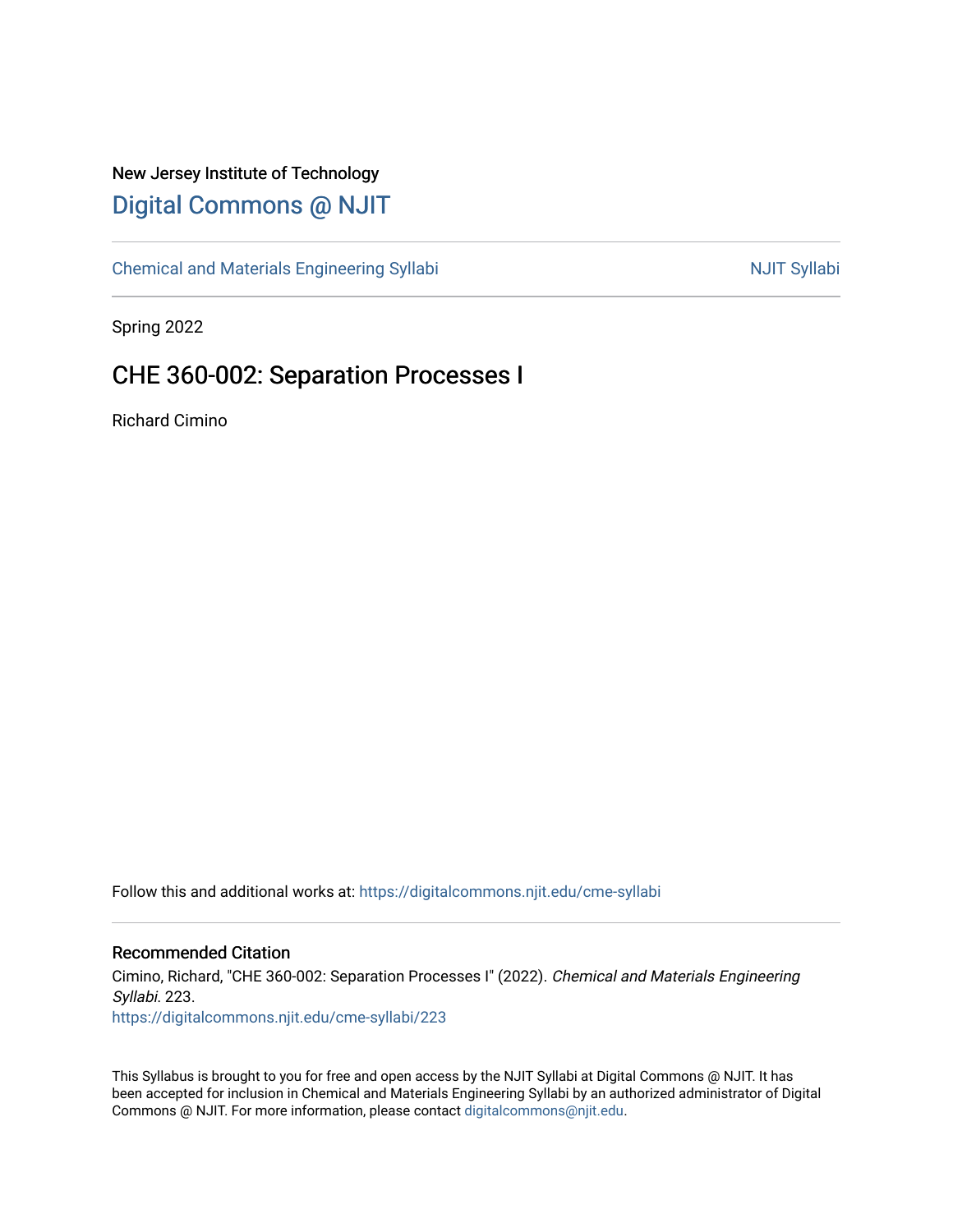New Jersey Institute of Technology

# Digital Commons @ NJIT

Chemical and Materials Engineering Syllabi | NJIT Syllabi

Spring 2022

## CHE 360-002: Separation Processes I

Richard Cimino

Follow this and additional works at: https://digitalcommons.njit.edu/cme-syllabi

### Recommended Citation

Cimino, Richard, "CHE 360-002: Separation Processes I" (2022). *Chemical and Materials Engineering Syllabi*. 223.
https://digitalcommons.njit.edu/cme-syllabi/223

This Syllabus is brought to you for free and open access by the NJIT Syllabi at Digital Commons @ NJIT. It has been accepted for inclusion in Chemical and Materials Engineering Syllabi by an authorized administrator of Digital Commons @ NJIT. For more information, please contact digitalcommons@njit.edu.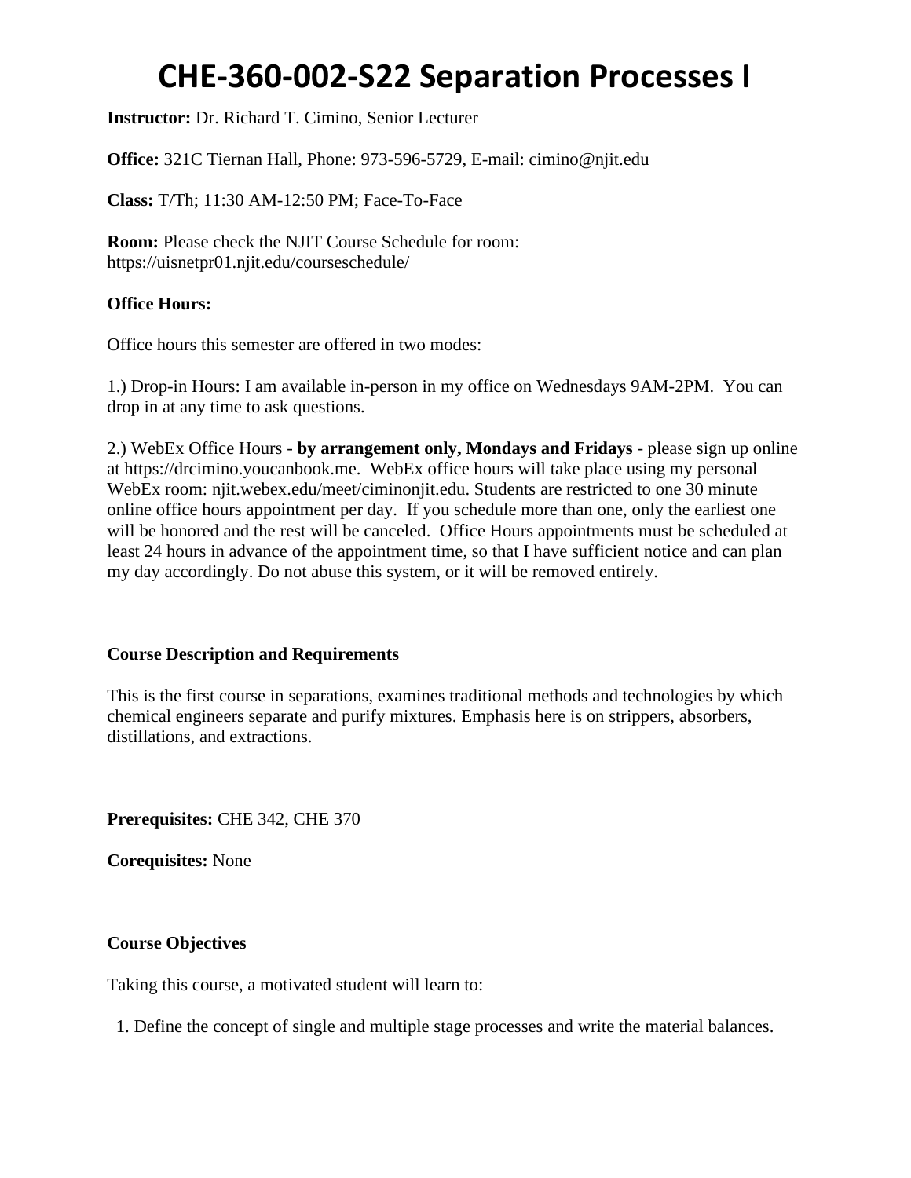# CHE-360-002-S22 Separation Processes I

**Instructor:** Dr. Richard T. Cimino, Senior Lecturer

**Office:** 321C Tiernan Hall, Phone: 973-596-5729, E-mail: cimino@njit.edu

**Class:** T/Th; 11:30 AM-12:50 PM; Face-To-Face

**Room:** Please check the NJIT Course Schedule for room: https://uisnetpr01.njit.edu/courseschedule/

**Office Hours:**

Office hours this semester are offered in two modes:

1.) Drop-in Hours: I am available in-person in my office on Wednesdays 9AM-2PM. You can drop in at any time to ask questions.

2.) WebEx Office Hours - **by arrangement only, Mondays and Fridays** - please sign up online at https://drcimino.youcanbook.me. WebEx office hours will take place using my personal WebEx room: njit.webex.edu/meet/ciminonjit.edu. Students are restricted to one 30 minute online office hours appointment per day. If you schedule more than one, only the earliest one will be honored and the rest will be canceled. Office Hours appointments must be scheduled at least 24 hours in advance of the appointment time, so that I have sufficient notice and can plan my day accordingly. Do not abuse this system, or it will be removed entirely.

**Course Description and Requirements**

This is the first course in separations, examines traditional methods and technologies by which chemical engineers separate and purify mixtures. Emphasis here is on strippers, absorbers, distillations, and extractions.

**Prerequisites:** CHE 342, CHE 370

**Corequisites:** None

**Course Objectives**

Taking this course, a motivated student will learn to:

1. Define the concept of single and multiple stage processes and write the material balances.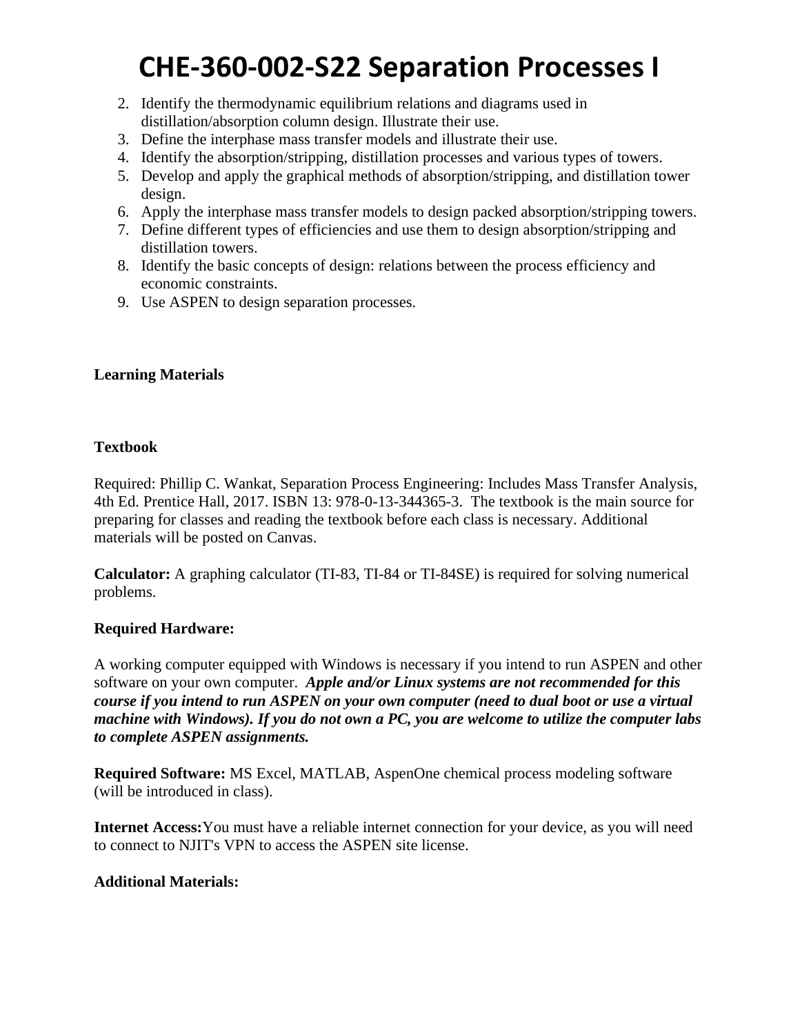2. Identify the thermodynamic equilibrium relations and diagrams used in distillation/absorption column design. Illustrate their use.
3. Define the interphase mass transfer models and illustrate their use.
4. Identify the absorption/stripping, distillation processes and various types of towers.
5. Develop and apply the graphical methods of absorption/stripping, and distillation tower design.
6. Apply the interphase mass transfer models to design packed absorption/stripping towers.
7. Define different types of efficiencies and use them to design absorption/stripping and distillation towers.
8. Identify the basic concepts of design: relations between the process efficiency and economic constraints.
9. Use ASPEN to design separation processes.

**Learning Materials**

**Textbook**

Required: Phillip C. Wankat, Separation Process Engineering: Includes Mass Transfer Analysis, 4th Ed. Prentice Hall, 2017. ISBN 13: 978-0-13-344365-3. The textbook is the main source for preparing for classes and reading the textbook before each class is necessary. Additional materials will be posted on Canvas.

**Calculator:** A graphing calculator (TI-83, TI-84 or TI-84SE) is required for solving numerical problems.

**Required Hardware:**

A working computer equipped with Windows is necessary if you intend to run ASPEN and other software on your own computer. ***Apple and/or Linux systems are not recommended for this course if you intend to run ASPEN on your own computer (need to dual boot or use a virtual machine with Windows). If you do not own a PC, you are welcome to utilize the computer labs to complete ASPEN assignments.***

**Required Software:** MS Excel, MATLAB, AspenOne chemical process modeling software (will be introduced in class).

**Internet Access:** You must have a reliable internet connection for your device, as you will need to connect to NJIT's VPN to access the ASPEN site license.

**Additional Materials:**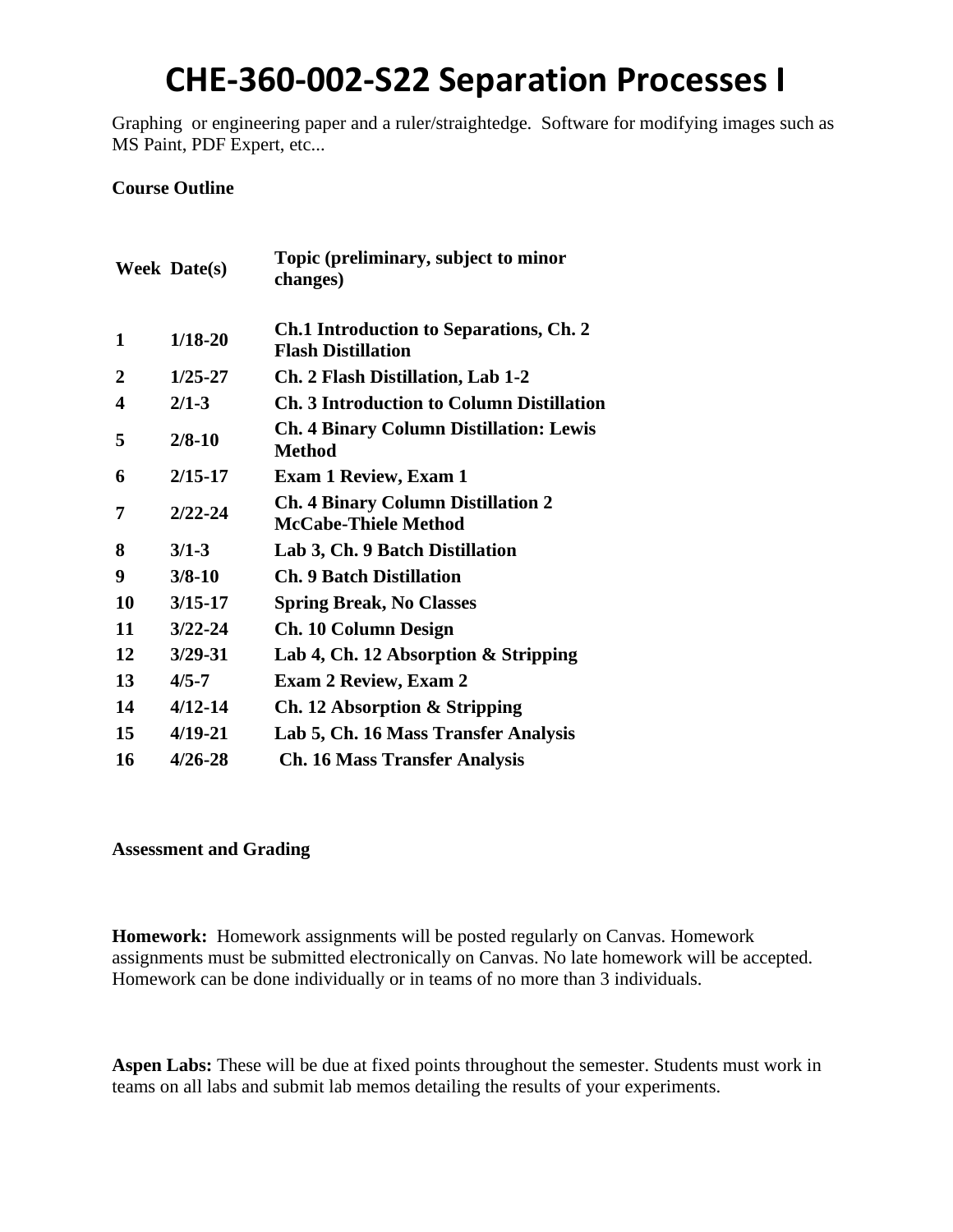# CHE-360-002-S22 Separation Processes I

Graphing or engineering paper and a ruler/straightedge. Software for modifying images such as MS Paint, PDF Expert, etc...

**Course Outline**

| Week | Date(s) | Topic (preliminary, subject to minor changes) |
|---|---|---|
| 1 | 1/18-20 | Ch.1 Introduction to Separations, Ch. 2 Flash Distillation |
| 2 | 1/25-27 | Ch. 2 Flash Distillation, Lab 1-2 |
| 4 | 2/1-3 | Ch. 3 Introduction to Column Distillation |
| 5 | 2/8-10 | Ch. 4 Binary Column Distillation: Lewis Method |
| 6 | 2/15-17 | Exam 1 Review, Exam 1 |
| 7 | 2/22-24 | Ch. 4 Binary Column Distillation 2 McCabe-Thiele Method |
| 8 | 3/1-3 | Lab 3, Ch. 9 Batch Distillation |
| 9 | 3/8-10 | Ch. 9 Batch Distillation |
| 10 | 3/15-17 | Spring Break, No Classes |
| 11 | 3/22-24 | Ch. 10 Column Design |
| 12 | 3/29-31 | Lab 4, Ch. 12 Absorption & Stripping |
| 13 | 4/5-7 | Exam 2 Review, Exam 2 |
| 14 | 4/12-14 | Ch. 12 Absorption & Stripping |
| 15 | 4/19-21 | Lab 5, Ch. 16 Mass Transfer Analysis |
| 16 | 4/26-28 | Ch. 16 Mass Transfer Analysis |

**Assessment and Grading**

**Homework:** Homework assignments will be posted regularly on Canvas. Homework assignments must be submitted electronically on Canvas. No late homework will be accepted. Homework can be done individually or in teams of no more than 3 individuals.

**Aspen Labs:** These will be due at fixed points throughout the semester. Students must work in teams on all labs and submit lab memos detailing the results of your experiments.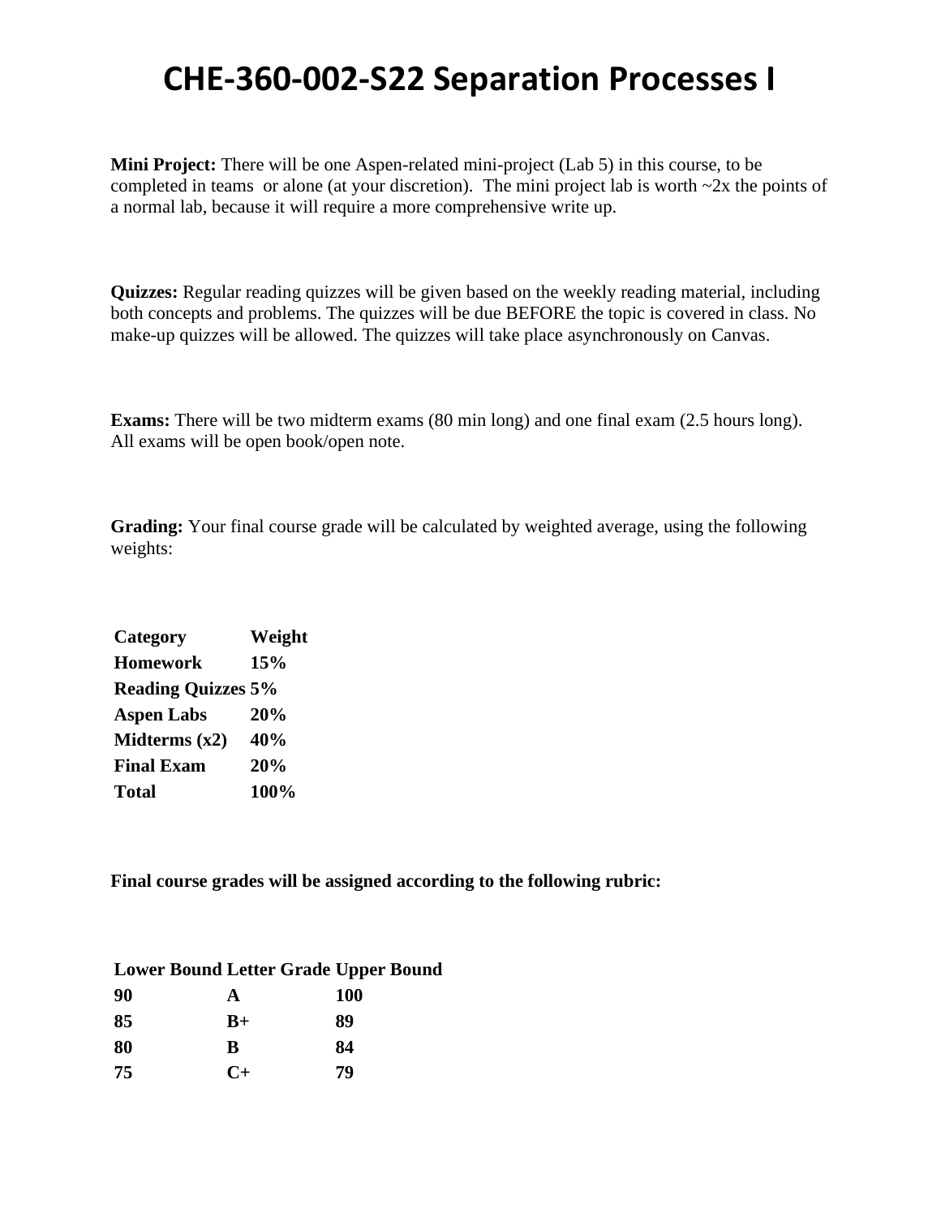# CHE-360-002-S22 Separation Processes I

**Mini Project:** There will be one Aspen-related mini-project (Lab 5) in this course, to be completed in teams or alone (at your discretion). The mini project lab is worth ~2x the points of a normal lab, because it will require a more comprehensive write up.

**Quizzes:** Regular reading quizzes will be given based on the weekly reading material, including both concepts and problems. The quizzes will be due BEFORE the topic is covered in class. No make-up quizzes will be allowed. The quizzes will take place asynchronously on Canvas.

**Exams:** There will be two midterm exams (80 min long) and one final exam (2.5 hours long). All exams will be open book/open note.

**Grading:** Your final course grade will be calculated by weighted average, using the following weights:

| Category | Weight |
|---|---|
| Homework | 15% |
| Reading Quizzes | 5% |
| Aspen Labs | 20% |
| Midterms (x2) | 40% |
| Final Exam | 20% |
| Total | 100% |

**Final course grades will be assigned according to the following rubric:**

| Lower Bound | Letter Grade | Upper Bound |
|---|---|---|
| 90 | A | 100 |
| 85 | B+ | 89 |
| 80 | B | 84 |
| 75 | C+ | 79 |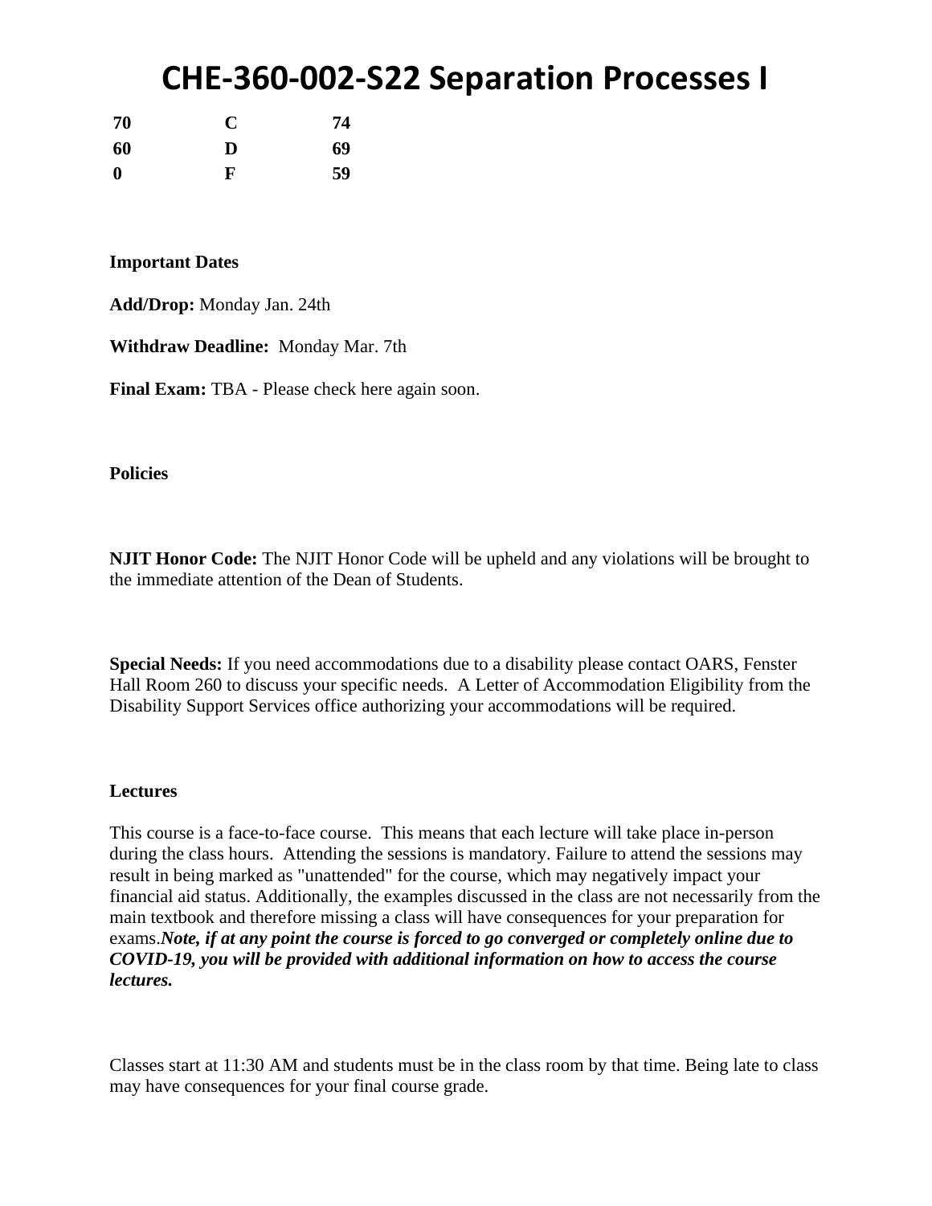# CHE-360-002-S22 Separation Processes I

| | | |
|---|---|---|
| **70** | **C** | **74** |
| **60** | **D** | **69** |
| **0** | **F** | **59** |

**Important Dates**

**Add/Drop:** Monday Jan. 24th

**Withdraw Deadline:** Monday Mar. 7th

**Final Exam:** TBA - Please check here again soon.

**Policies**

**NJIT Honor Code:** The NJIT Honor Code will be upheld and any violations will be brought to the immediate attention of the Dean of Students.

**Special Needs:** If you need accommodations due to a disability please contact OARS, Fenster Hall Room 260 to discuss your specific needs. A Letter of Accommodation Eligibility from the Disability Support Services office authorizing your accommodations will be required.

**Lectures**

This course is a face-to-face course. This means that each lecture will take place in-person during the class hours. Attending the sessions is mandatory. Failure to attend the sessions may result in being marked as "unattended" for the course, which may negatively impact your financial aid status. Additionally, the examples discussed in the class are not necessarily from the main textbook and therefore missing a class will have consequences for your preparation for exams.***Note, if at any point the course is forced to go converged or completely online due to COVID-19, you will be provided with additional information on how to access the course lectures.***

Classes start at 11:30 AM and students must be in the class room by that time. Being late to class may have consequences for your final course grade.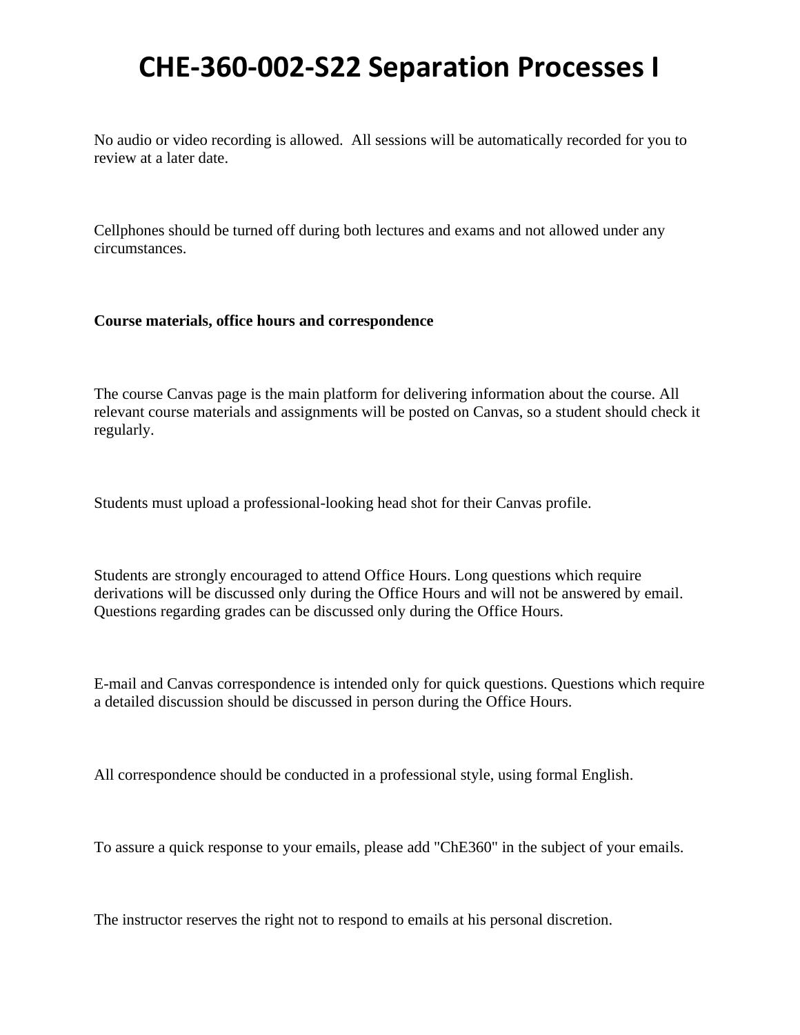# CHE-360-002-S22 Separation Processes I

No audio or video recording is allowed. All sessions will be automatically recorded for you to review at a later date.

Cellphones should be turned off during both lectures and exams and not allowed under any circumstances.

**Course materials, office hours and correspondence**

The course Canvas page is the main platform for delivering information about the course. All relevant course materials and assignments will be posted on Canvas, so a student should check it regularly.

Students must upload a professional-looking head shot for their Canvas profile.

Students are strongly encouraged to attend Office Hours. Long questions which require derivations will be discussed only during the Office Hours and will not be answered by email. Questions regarding grades can be discussed only during the Office Hours.

E-mail and Canvas correspondence is intended only for quick questions. Questions which require a detailed discussion should be discussed in person during the Office Hours.

All correspondence should be conducted in a professional style, using formal English.

To assure a quick response to your emails, please add "ChE360" in the subject of your emails.

The instructor reserves the right not to respond to emails at his personal discretion.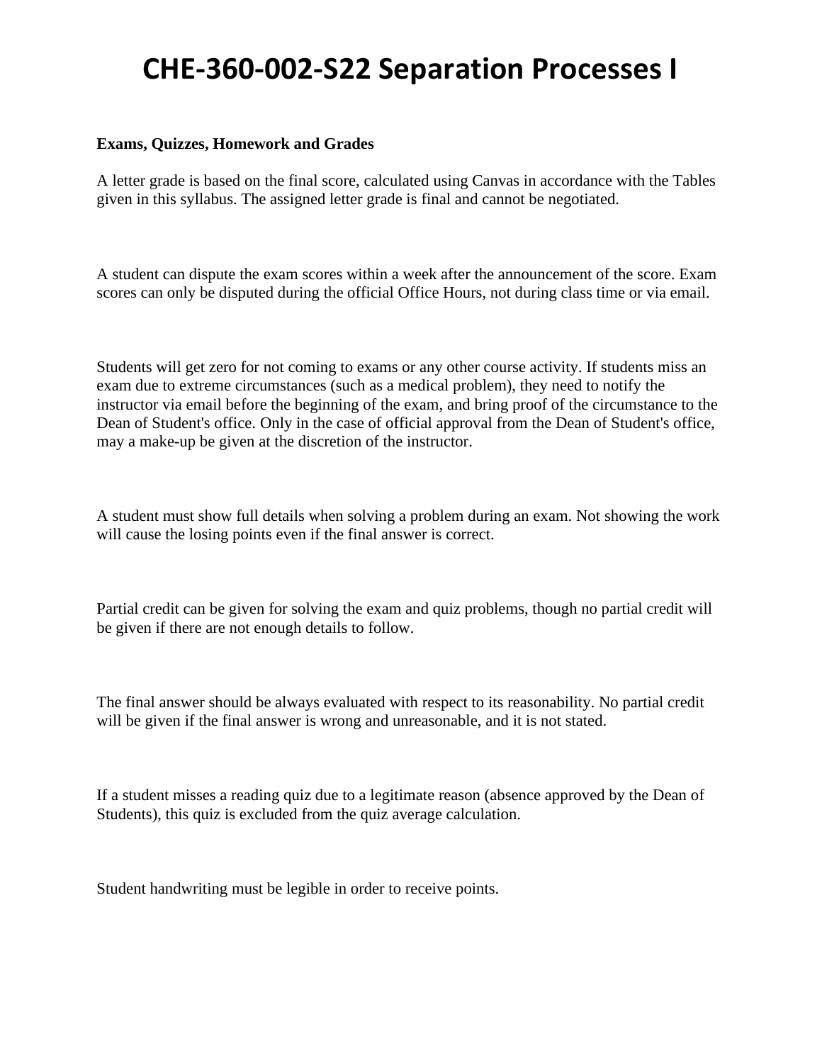# CHE-360-002-S22 Separation Processes I

**Exams, Quizzes, Homework and Grades**

A letter grade is based on the final score, calculated using Canvas in accordance with the Tables given in this syllabus. The assigned letter grade is final and cannot be negotiated.

A student can dispute the exam scores within a week after the announcement of the score. Exam scores can only be disputed during the official Office Hours, not during class time or via email.

Students will get zero for not coming to exams or any other course activity. If students miss an exam due to extreme circumstances (such as a medical problem), they need to notify the instructor via email before the beginning of the exam, and bring proof of the circumstance to the Dean of Student's office. Only in the case of official approval from the Dean of Student's office, may a make-up be given at the discretion of the instructor.

A student must show full details when solving a problem during an exam. Not showing the work will cause the losing points even if the final answer is correct.

Partial credit can be given for solving the exam and quiz problems, though no partial credit will be given if there are not enough details to follow.

The final answer should be always evaluated with respect to its reasonability. No partial credit will be given if the final answer is wrong and unreasonable, and it is not stated.

If a student misses a reading quiz due to a legitimate reason (absence approved by the Dean of Students), this quiz is excluded from the quiz average calculation.

Student handwriting must be legible in order to receive points.